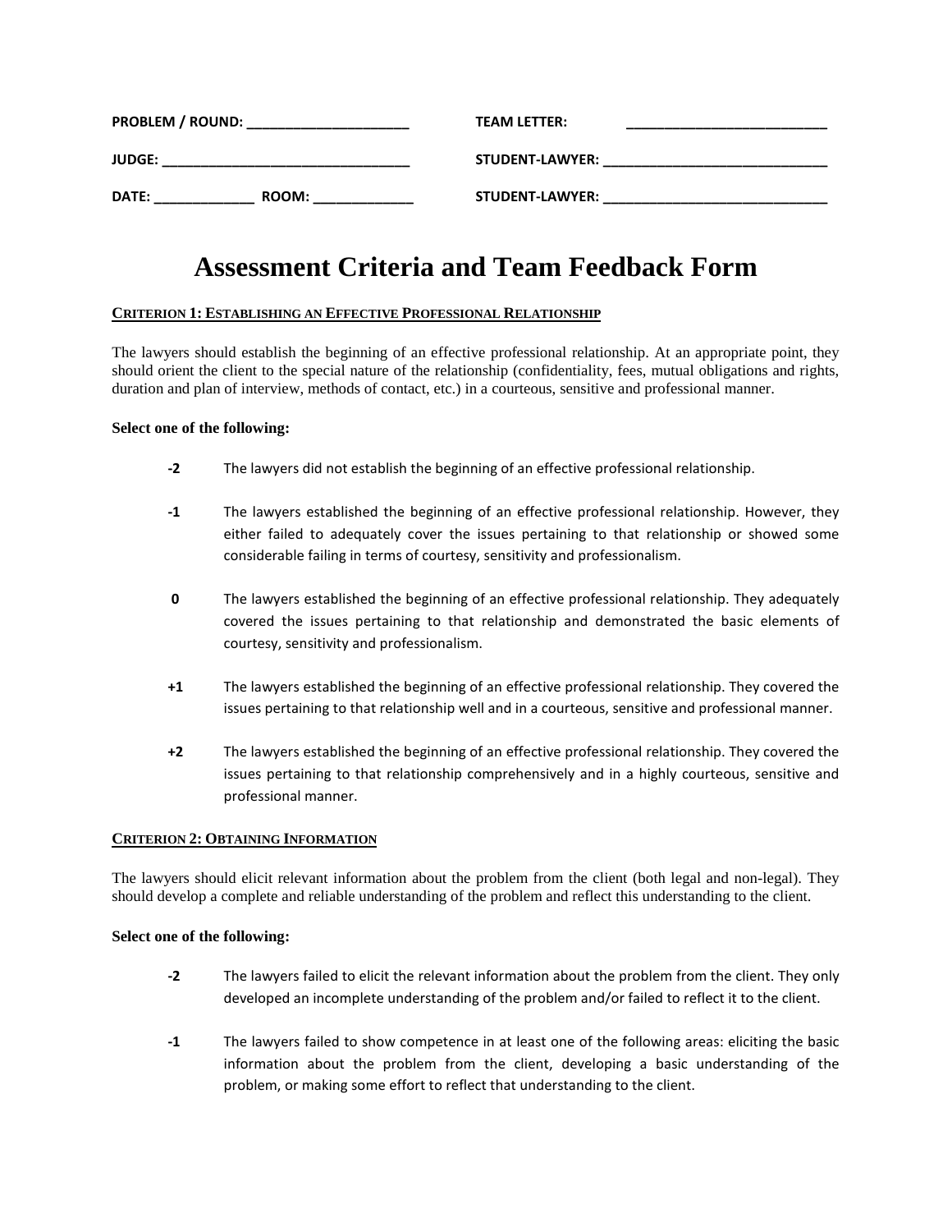**PROBLEM / ROUND:** ____________________ **TEAM LETTER:** ________________________

**JUDGE:** ______________________________ **STUDENT-LAWYER:** ___________________________

**DATE:** ____________ **ROOM:** ____________ **STUDENT-LAWYER:** ___________________________

# Assessment Criteria and Team Feedback Form

## CRITERION 1: ESTABLISHING AN EFFECTIVE PROFESSIONAL RELATIONSHIP

The lawyers should establish the beginning of an effective professional relationship. At an appropriate point, they should orient the client to the special nature of the relationship (confidentiality, fees, mutual obligations and rights, duration and plan of interview, methods of contact, etc.) in a courteous, sensitive and professional manner.

**Select one of the following:**

- **-2** The lawyers did not establish the beginning of an effective professional relationship.
- **-1** The lawyers established the beginning of an effective professional relationship. However, they either failed to adequately cover the issues pertaining to that relationship or showed some considerable failing in terms of courtesy, sensitivity and professionalism.
- **0** The lawyers established the beginning of an effective professional relationship. They adequately covered the issues pertaining to that relationship and demonstrated the basic elements of courtesy, sensitivity and professionalism.
- **+1** The lawyers established the beginning of an effective professional relationship. They covered the issues pertaining to that relationship well and in a courteous, sensitive and professional manner.
- **+2** The lawyers established the beginning of an effective professional relationship. They covered the issues pertaining to that relationship comprehensively and in a highly courteous, sensitive and professional manner.

## CRITERION 2: OBTAINING INFORMATION

The lawyers should elicit relevant information about the problem from the client (both legal and non-legal). They should develop a complete and reliable understanding of the problem and reflect this understanding to the client.

**Select one of the following:**

- **-2** The lawyers failed to elicit the relevant information about the problem from the client. They only developed an incomplete understanding of the problem and/or failed to reflect it to the client.
- **-1** The lawyers failed to show competence in at least one of the following areas: eliciting the basic information about the problem from the client, developing a basic understanding of the problem, or making some effort to reflect that understanding to the client.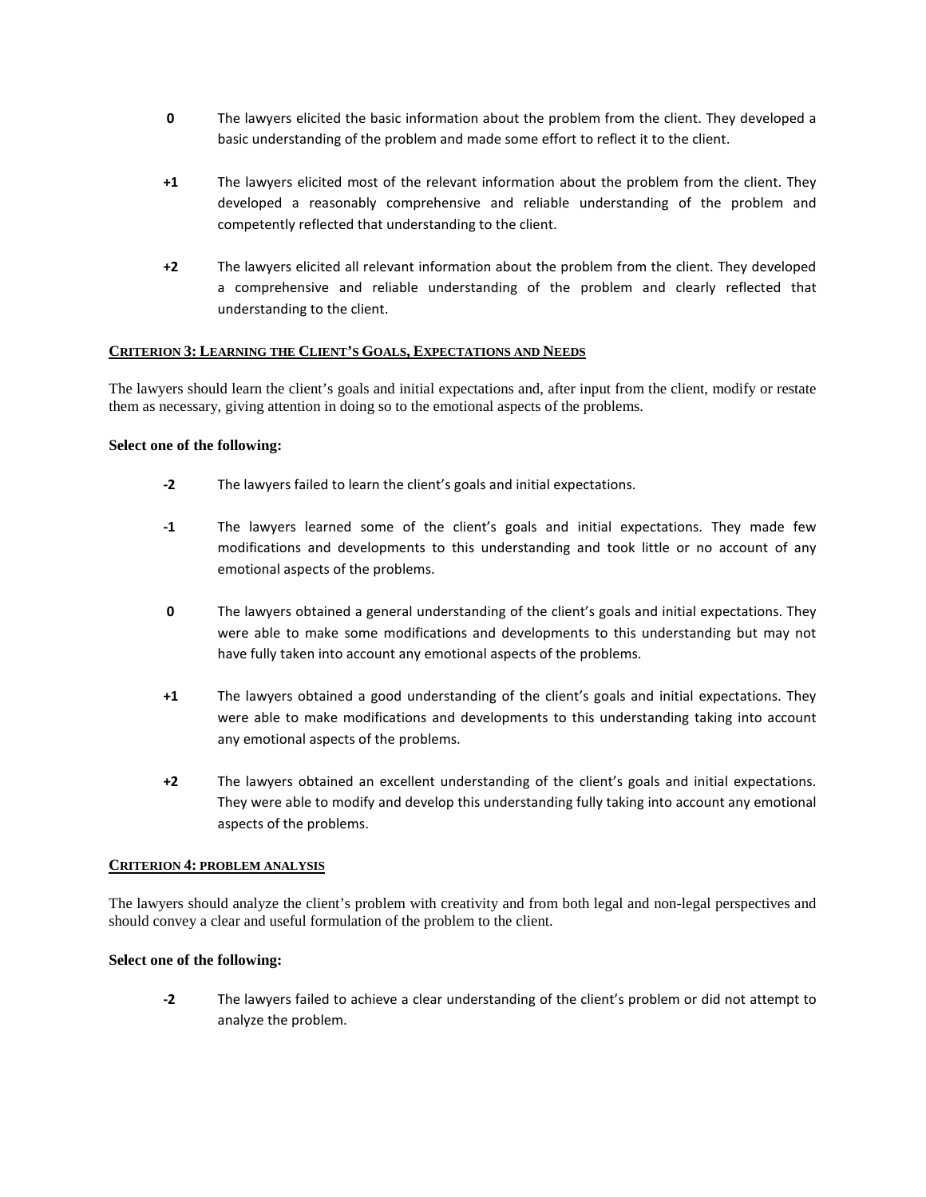**0** The lawyers elicited the basic information about the problem from the client. They developed a basic understanding of the problem and made some effort to reflect it to the client.

**+1** The lawyers elicited most of the relevant information about the problem from the client. They developed a reasonably comprehensive and reliable understanding of the problem and competently reflected that understanding to the client.

**+2** The lawyers elicited all relevant information about the problem from the client. They developed a comprehensive and reliable understanding of the problem and clearly reflected that understanding to the client.

## CRITERION 3: LEARNING THE CLIENT'S GOALS, EXPECTATIONS AND NEEDS

The lawyers should learn the client's goals and initial expectations and, after input from the client, modify or restate them as necessary, giving attention in doing so to the emotional aspects of the problems.

**Select one of the following:**

**-2** The lawyers failed to learn the client's goals and initial expectations.

**-1** The lawyers learned some of the client's goals and initial expectations. They made few modifications and developments to this understanding and took little or no account of any emotional aspects of the problems.

**0** The lawyers obtained a general understanding of the client's goals and initial expectations. They were able to make some modifications and developments to this understanding but may not have fully taken into account any emotional aspects of the problems.

**+1** The lawyers obtained a good understanding of the client's goals and initial expectations. They were able to make modifications and developments to this understanding taking into account any emotional aspects of the problems.

**+2** The lawyers obtained an excellent understanding of the client's goals and initial expectations. They were able to modify and develop this understanding fully taking into account any emotional aspects of the problems.

## CRITERION 4: PROBLEM ANALYSIS

The lawyers should analyze the client's problem with creativity and from both legal and non-legal perspectives and should convey a clear and useful formulation of the problem to the client.

**Select one of the following:**

**-2** The lawyers failed to achieve a clear understanding of the client's problem or did not attempt to analyze the problem.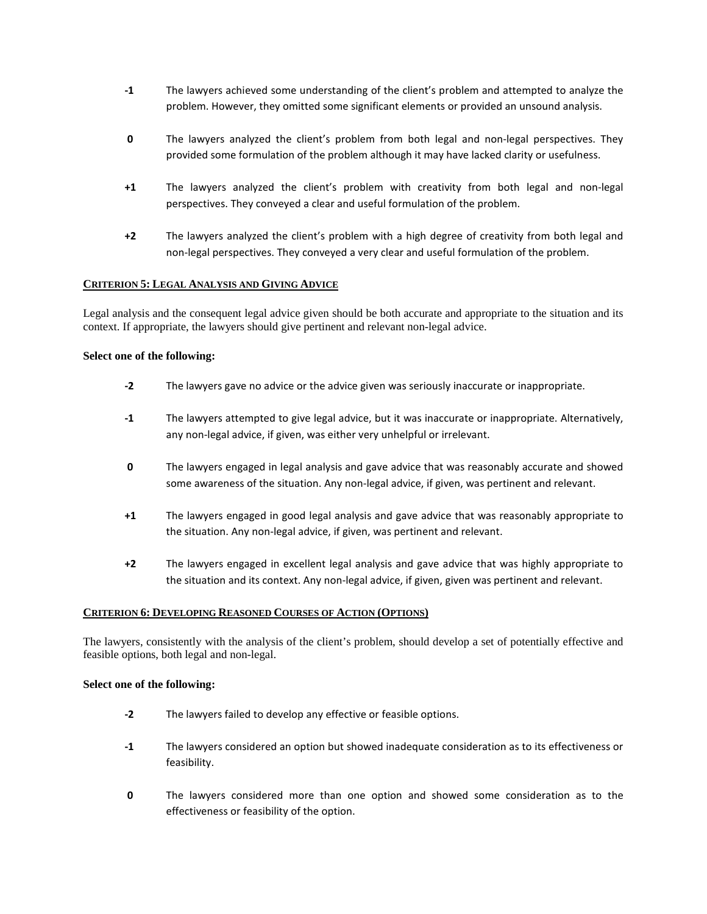- **-1** The lawyers achieved some understanding of the client's problem and attempted to analyze the problem. However, they omitted some significant elements or provided an unsound analysis.

- **0** The lawyers analyzed the client's problem from both legal and non-legal perspectives. They provided some formulation of the problem although it may have lacked clarity or usefulness.

- **+1** The lawyers analyzed the client's problem with creativity from both legal and non-legal perspectives. They conveyed a clear and useful formulation of the problem.

- **+2** The lawyers analyzed the client's problem with a high degree of creativity from both legal and non-legal perspectives. They conveyed a very clear and useful formulation of the problem.

## CRITERION 5: LEGAL ANALYSIS AND GIVING ADVICE

Legal analysis and the consequent legal advice given should be both accurate and appropriate to the situation and its context. If appropriate, the lawyers should give pertinent and relevant non-legal advice.

**Select one of the following:**

- **-2** The lawyers gave no advice or the advice given was seriously inaccurate or inappropriate.

- **-1** The lawyers attempted to give legal advice, but it was inaccurate or inappropriate. Alternatively, any non-legal advice, if given, was either very unhelpful or irrelevant.

- **0** The lawyers engaged in legal analysis and gave advice that was reasonably accurate and showed some awareness of the situation. Any non-legal advice, if given, was pertinent and relevant.

- **+1** The lawyers engaged in good legal analysis and gave advice that was reasonably appropriate to the situation. Any non-legal advice, if given, was pertinent and relevant.

- **+2** The lawyers engaged in excellent legal analysis and gave advice that was highly appropriate to the situation and its context. Any non-legal advice, if given, given was pertinent and relevant.

## CRITERION 6: DEVELOPING REASONED COURSES OF ACTION (OPTIONS)

The lawyers, consistently with the analysis of the client's problem, should develop a set of potentially effective and feasible options, both legal and non-legal.

**Select one of the following:**

- **-2** The lawyers failed to develop any effective or feasible options.

- **-1** The lawyers considered an option but showed inadequate consideration as to its effectiveness or feasibility.

- **0** The lawyers considered more than one option and showed some consideration as to the effectiveness or feasibility of the option.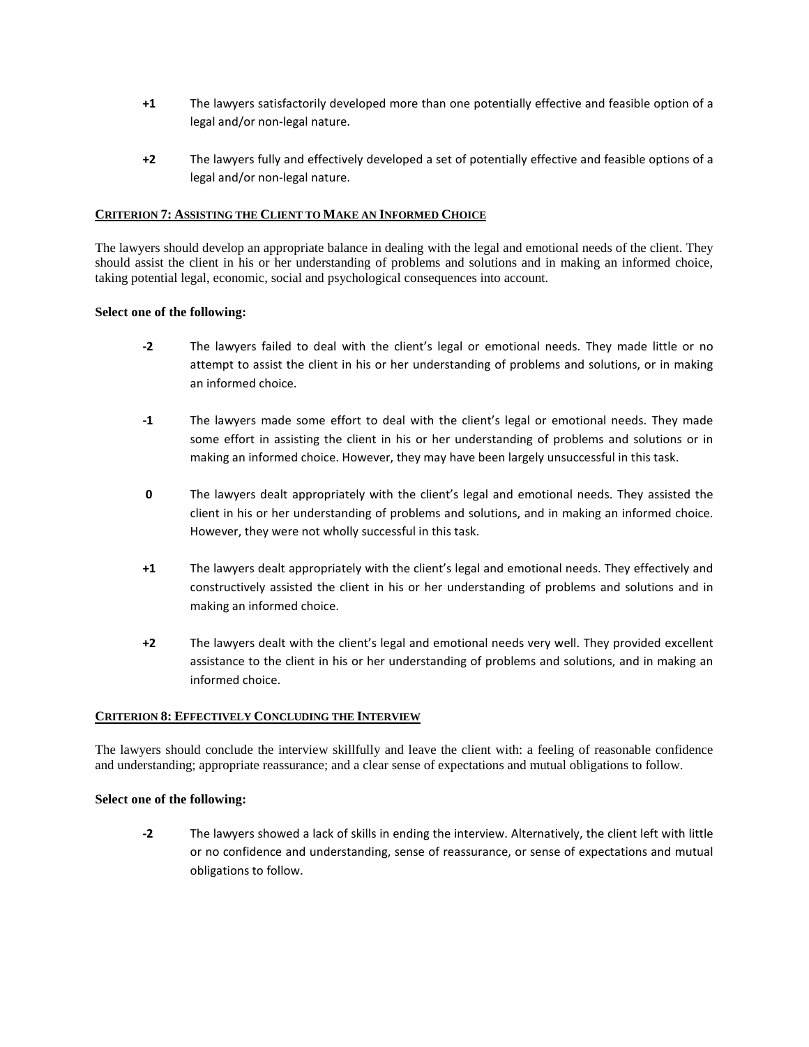**+1** The lawyers satisfactorily developed more than one potentially effective and feasible option of a legal and/or non-legal nature.

**+2** The lawyers fully and effectively developed a set of potentially effective and feasible options of a legal and/or non-legal nature.

## CRITERION 7: ASSISTING THE CLIENT TO MAKE AN INFORMED CHOICE

The lawyers should develop an appropriate balance in dealing with the legal and emotional needs of the client. They should assist the client in his or her understanding of problems and solutions and in making an informed choice, taking potential legal, economic, social and psychological consequences into account.

**Select one of the following:**

**-2** The lawyers failed to deal with the client's legal or emotional needs. They made little or no attempt to assist the client in his or her understanding of problems and solutions, or in making an informed choice.

**-1** The lawyers made some effort to deal with the client's legal or emotional needs. They made some effort in assisting the client in his or her understanding of problems and solutions or in making an informed choice. However, they may have been largely unsuccessful in this task.

**0** The lawyers dealt appropriately with the client's legal and emotional needs. They assisted the client in his or her understanding of problems and solutions, and in making an informed choice. However, they were not wholly successful in this task.

**+1** The lawyers dealt appropriately with the client's legal and emotional needs. They effectively and constructively assisted the client in his or her understanding of problems and solutions and in making an informed choice.

**+2** The lawyers dealt with the client's legal and emotional needs very well. They provided excellent assistance to the client in his or her understanding of problems and solutions, and in making an informed choice.

## CRITERION 8: EFFECTIVELY CONCLUDING THE INTERVIEW

The lawyers should conclude the interview skillfully and leave the client with: a feeling of reasonable confidence and understanding; appropriate reassurance; and a clear sense of expectations and mutual obligations to follow.

**Select one of the following:**

**-2** The lawyers showed a lack of skills in ending the interview. Alternatively, the client left with little or no confidence and understanding, sense of reassurance, or sense of expectations and mutual obligations to follow.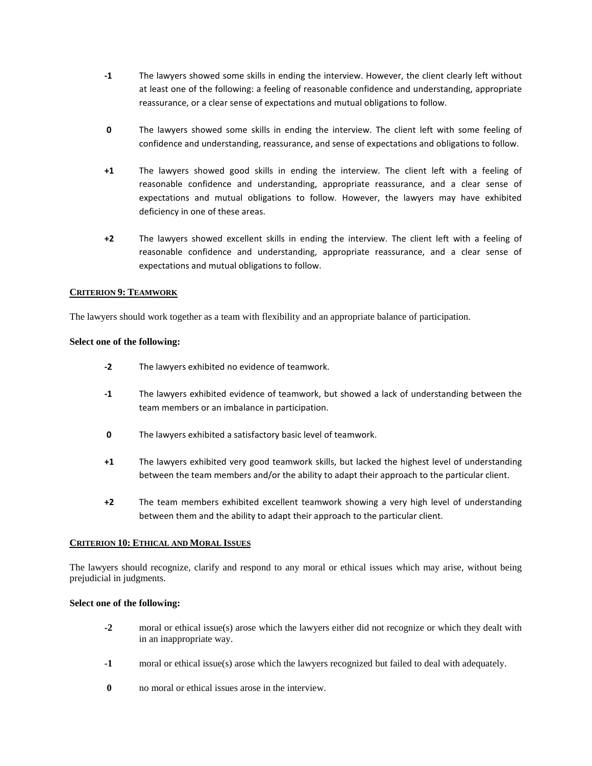**-1** The lawyers showed some skills in ending the interview. However, the client clearly left without at least one of the following: a feeling of reasonable confidence and understanding, appropriate reassurance, or a clear sense of expectations and mutual obligations to follow.

**0** The lawyers showed some skills in ending the interview. The client left with some feeling of confidence and understanding, reassurance, and sense of expectations and obligations to follow.

**+1** The lawyers showed good skills in ending the interview. The client left with a feeling of reasonable confidence and understanding, appropriate reassurance, and a clear sense of expectations and mutual obligations to follow. However, the lawyers may have exhibited deficiency in one of these areas.

**+2** The lawyers showed excellent skills in ending the interview. The client left with a feeling of reasonable confidence and understanding, appropriate reassurance, and a clear sense of expectations and mutual obligations to follow.

## CRITERION 9: TEAMWORK

The lawyers should work together as a team with flexibility and an appropriate balance of participation.

**Select one of the following:**

**-2** The lawyers exhibited no evidence of teamwork.

**-1** The lawyers exhibited evidence of teamwork, but showed a lack of understanding between the team members or an imbalance in participation.

**0** The lawyers exhibited a satisfactory basic level of teamwork.

**+1** The lawyers exhibited very good teamwork skills, but lacked the highest level of understanding between the team members and/or the ability to adapt their approach to the particular client.

**+2** The team members exhibited excellent teamwork showing a very high level of understanding between them and the ability to adapt their approach to the particular client.

## CRITERION 10: ETHICAL AND MORAL ISSUES

The lawyers should recognize, clarify and respond to any moral or ethical issues which may arise, without being prejudicial in judgments.

**Select one of the following:**

**-2** moral or ethical issue(s) arose which the lawyers either did not recognize or which they dealt with in an inappropriate way.

**-1** moral or ethical issue(s) arose which the lawyers recognized but failed to deal with adequately.

**0** no moral or ethical issues arose in the interview.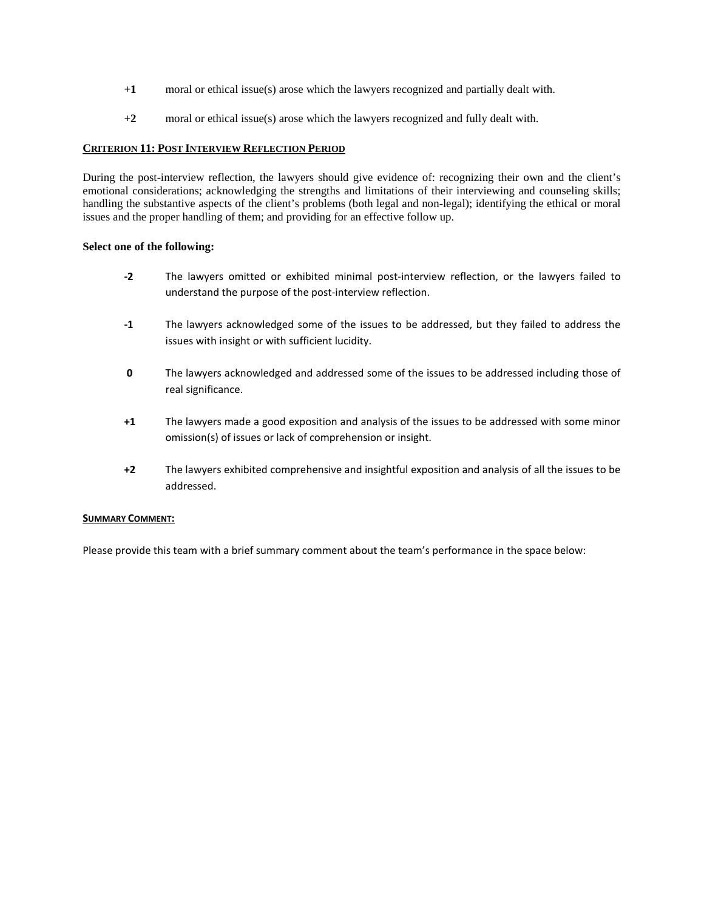**+1** moral or ethical issue(s) arose which the lawyers recognized and partially dealt with.

**+2** moral or ethical issue(s) arose which the lawyers recognized and fully dealt with.

### CRITERION 11: POST INTERVIEW REFLECTION PERIOD

During the post-interview reflection, the lawyers should give evidence of: recognizing their own and the client's emotional considerations; acknowledging the strengths and limitations of their interviewing and counseling skills; handling the substantive aspects of the client's problems (both legal and non-legal); identifying the ethical or moral issues and the proper handling of them; and providing for an effective follow up.

**Select one of the following:**

**-2** The lawyers omitted or exhibited minimal post-interview reflection, or the lawyers failed to understand the purpose of the post-interview reflection.

**-1** The lawyers acknowledged some of the issues to be addressed, but they failed to address the issues with insight or with sufficient lucidity.

**0** The lawyers acknowledged and addressed some of the issues to be addressed including those of real significance.

**+1** The lawyers made a good exposition and analysis of the issues to be addressed with some minor omission(s) of issues or lack of comprehension or insight.

**+2** The lawyers exhibited comprehensive and insightful exposition and analysis of all the issues to be addressed.

### SUMMARY COMMENT:

Please provide this team with a brief summary comment about the team's performance in the space below: